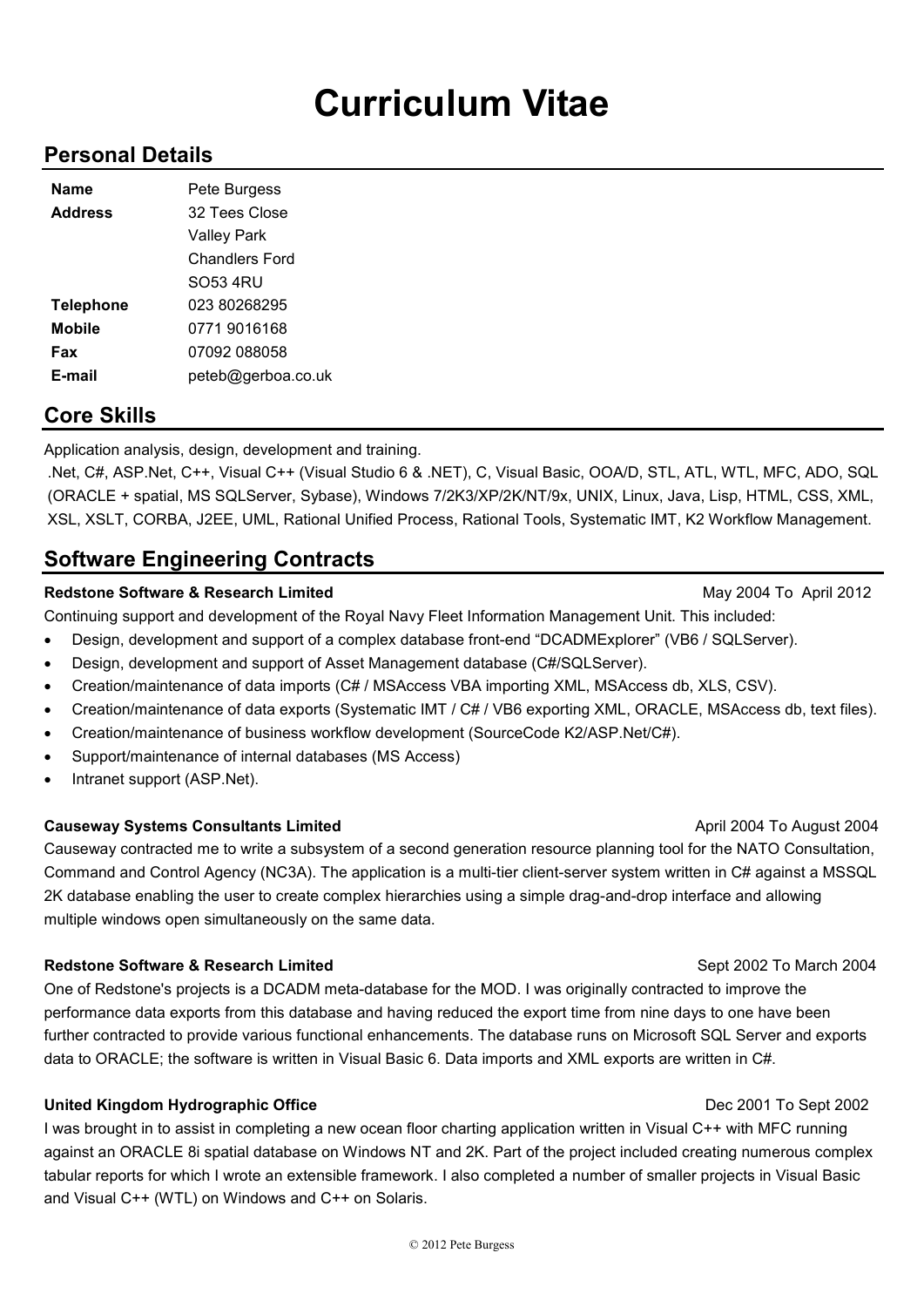# Curriculum Vitae

## Personal Details

| | |
|---|---|
| **Name** | Pete Burgess |
| **Address** | 32 Tees Close |
| | Valley Park |
| | Chandlers Ford |
| | SO53 4RU |
| **Telephone** | 023 80268295 |
| **Mobile** | 0771 9016168 |
| **Fax** | 07092 088058 |
| **E-mail** | peteb@gerboa.co.uk |

## Core Skills

Application analysis, design, development and training.

.Net, C#, ASP.Net, C++, Visual C++ (Visual Studio 6 & .NET), C, Visual Basic, OOA/D, STL, ATL, WTL, MFC, ADO, SQL (ORACLE + spatial, MS SQLServer, Sybase), Windows 7/2K3/XP/2K/NT/9x, UNIX, Linux, Java, Lisp, HTML, CSS, XML, XSL, XSLT, CORBA, J2EE, UML, Rational Unified Process, Rational Tools, Systematic IMT, K2 Workflow Management.

## Software Engineering Contracts

**Redstone Software & Research Limited** — May 2004 To April 2012

Continuing support and development of the Royal Navy Fleet Information Management Unit. This included:

- Design, development and support of a complex database front-end "DCADMExplorer" (VB6 / SQLServer).
- Design, development and support of Asset Management database (C#/SQLServer).
- Creation/maintenance of data imports (C# / MSAccess VBA importing XML, MSAccess db, XLS, CSV).
- Creation/maintenance of data exports (Systematic IMT / C# / VB6 exporting XML, ORACLE, MSAccess db, text files).
- Creation/maintenance of business workflow development (SourceCode K2/ASP.Net/C#).
- Support/maintenance of internal databases (MS Access)
- Intranet support (ASP.Net).

**Causeway Systems Consultants Limited** — April 2004 To August 2004

Causeway contracted me to write a subsystem of a second generation resource planning tool for the NATO Consultation, Command and Control Agency (NC3A). The application is a multi-tier client-server system written in C# against a MSSQL 2K database enabling the user to create complex hierarchies using a simple drag-and-drop interface and allowing multiple windows open simultaneously on the same data.

**Redstone Software & Research Limited** — Sept 2002 To March 2004

One of Redstone's projects is a DCADM meta-database for the MOD. I was originally contracted to improve the performance data exports from this database and having reduced the export time from nine days to one have been further contracted to provide various functional enhancements. The database runs on Microsoft SQL Server and exports data to ORACLE; the software is written in Visual Basic 6. Data imports and XML exports are written in C#.

**United Kingdom Hydrographic Office** — Dec 2001 To Sept 2002

I was brought in to assist in completing a new ocean floor charting application written in Visual C++ with MFC running against an ORACLE 8i spatial database on Windows NT and 2K. Part of the project included creating numerous complex tabular reports for which I wrote an extensible framework. I also completed a number of smaller projects in Visual Basic and Visual C++ (WTL) on Windows and C++ on Solaris.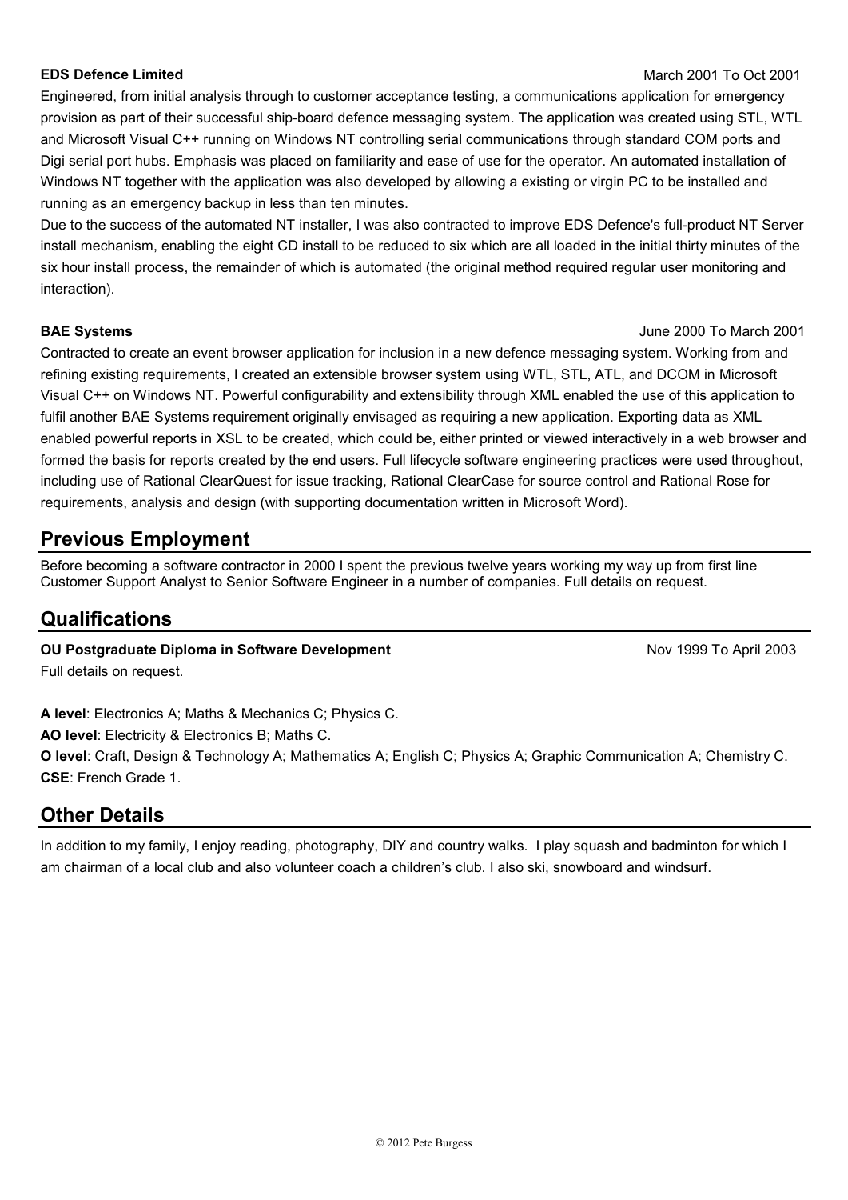**EDS Defence Limited** March 2001 To Oct 2001

Engineered, from initial analysis through to customer acceptance testing, a communications application for emergency provision as part of their successful ship-board defence messaging system. The application was created using STL, WTL and Microsoft Visual C++ running on Windows NT controlling serial communications through standard COM ports and Digi serial port hubs. Emphasis was placed on familiarity and ease of use for the operator. An automated installation of Windows NT together with the application was also developed by allowing a existing or virgin PC to be installed and running as an emergency backup in less than ten minutes.

Due to the success of the automated NT installer, I was also contracted to improve EDS Defence's full-product NT Server install mechanism, enabling the eight CD install to be reduced to six which are all loaded in the initial thirty minutes of the six hour install process, the remainder of which is automated (the original method required regular user monitoring and interaction).

**BAE Systems** June 2000 To March 2001

Contracted to create an event browser application for inclusion in a new defence messaging system. Working from and refining existing requirements, I created an extensible browser system using WTL, STL, ATL, and DCOM in Microsoft Visual C++ on Windows NT. Powerful configurability and extensibility through XML enabled the use of this application to fulfil another BAE Systems requirement originally envisaged as requiring a new application. Exporting data as XML enabled powerful reports in XSL to be created, which could be, either printed or viewed interactively in a web browser and formed the basis for reports created by the end users. Full lifecycle software engineering practices were used throughout, including use of Rational ClearQuest for issue tracking, Rational ClearCase for source control and Rational Rose for requirements, analysis and design (with supporting documentation written in Microsoft Word).

## Previous Employment

Before becoming a software contractor in 2000 I spent the previous twelve years working my way up from first line Customer Support Analyst to Senior Software Engineer in a number of companies. Full details on request.

## Qualifications

**OU Postgraduate Diploma in Software Development** Nov 1999 To April 2003

Full details on request.

**A level**: Electronics A; Maths & Mechanics C; Physics C.

**AO level**: Electricity & Electronics B; Maths C.

**O level**: Craft, Design & Technology A; Mathematics A; English C; Physics A; Graphic Communication A; Chemistry C.

**CSE**: French Grade 1.

## Other Details

In addition to my family, I enjoy reading, photography, DIY and country walks. I play squash and badminton for which I am chairman of a local club and also volunteer coach a children's club. I also ski, snowboard and windsurf.

© 2012 Pete Burgess